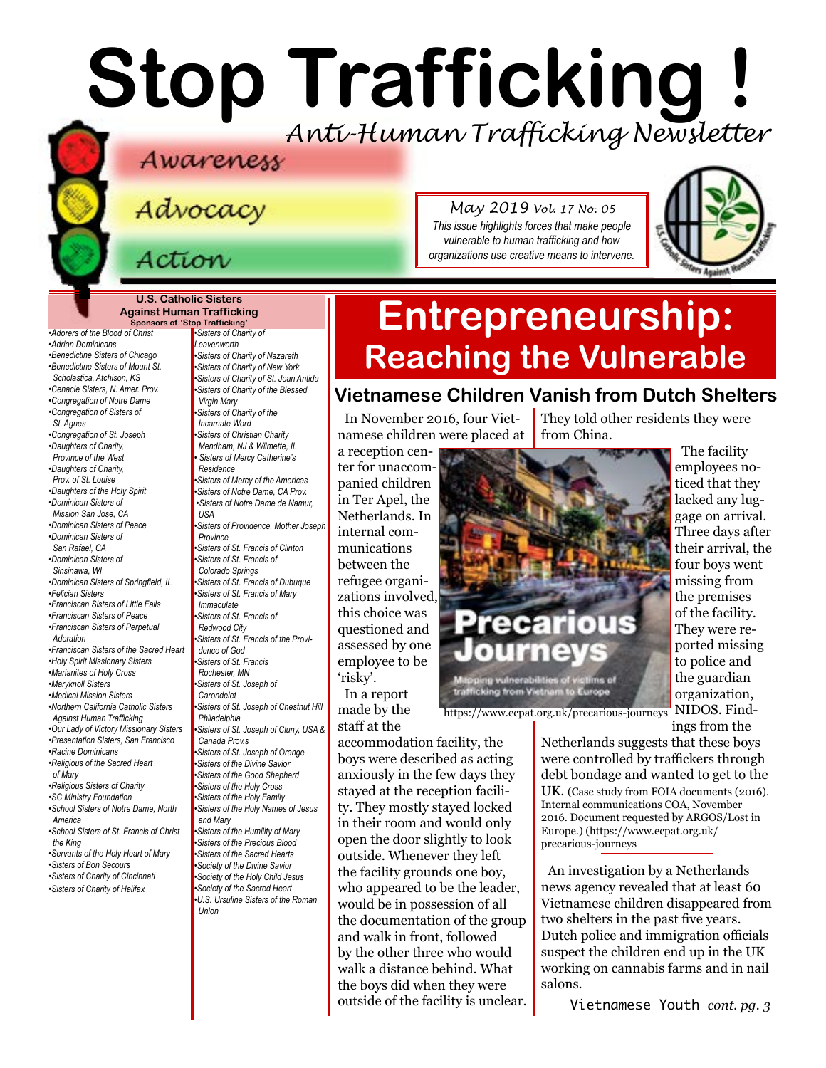# Stop Trafficking !

*Anti-Human Trafficking Newsletter*

Awareness

Advocacy

Action

*May 2019 Vol. 17 No. 05*

*This issue highlights forces that make people vulnerable to human trafficking and how organizations use creative means to intervene.*

**U.S. Catholic Sisters Against Human Trafficking**
**Sponsors of 'Stop Trafficking'**

- *Adorers of the Blood of Christ*
- *Adrian Dominicans*
- *Benedictine Sisters of Chicago*
- *Benedictine Sisters of Mount St. Scholastica, Atchison, KS*
- *Cenacle Sisters, N. Amer. Prov.*
- *Congregation of Notre Dame*
- *Congregation of Sisters of St. Agnes*
- *Congregation of St. Joseph*
- *Daughters of Charity, Province of the West*
- *Daughters of Charity, Prov. of St. Louise*
- *Daughters of the Holy Spirit*
- *Dominican Sisters of Mission San Jose, CA*
- *Dominican Sisters of Peace*
- *Dominican Sisters of San Rafael, CA*
- *Dominican Sisters of Sinsinawa, WI*
- *Dominican Sisters of Springfield, IL*
- *Felician Sisters*
- *Franciscan Sisters of Little Falls*
- *Franciscan Sisters of Peace*
- *Franciscan Sisters of Perpetual Adoration*
- *Franciscan Sisters of the Sacred Heart*
- *Holy Spirit Missionary Sisters*
- *Marianites of Holy Cross*
- *Maryknoll Sisters*
- *Medical Mission Sisters*
- *Northern California Catholic Sisters Against Human Trafficking*
- *Our Lady of Victory Missionary Sisters*
- *Presentation Sisters, San Francisco*
- *Racine Dominicans*
- *Religious of the Sacred Heart of Mary*
- *Religious Sisters of Charity*
- *SC Ministry Foundation*
- *School Sisters of Notre Dame, North America*
- *School Sisters of St. Francis of Christ the King*
- *Servants of the Holy Heart of Mary*
- *Sisters of Bon Secours*
- *Sisters of Charity of Cincinnati*
- *Sisters of Charity of Halifax*
- *Sisters of Charity of Leavenworth*
- *Sisters of Charity of Nazareth*
- *Sisters of Charity of New York*
- *Sisters of Charity of St. Joan Antida*
- *Sisters of Charity of the Blessed Virgin Mary*
- *Sisters of Charity of the Incarnate Word*
- *Sisters of Christian Charity Mendham, NJ & Wilmette, IL*
- *Sisters of Mercy Catherine's Residence*
- *Sisters of Mercy of the Americas*
- *Sisters of Notre Dame, CA Prov.*
- *Sisters of Notre Dame de Namur, USA*
- *Sisters of Providence, Mother Joseph Province*
- *Sisters of St. Francis of Clinton*
- *Sisters of St. Francis of Colorado Springs*
- *Sisters of St. Francis of Dubuque*
- *Sisters of St. Francis of Mary Immaculate*
- *Sisters of St. Francis of Redwood City*
- *Sisters of St. Francis of the Providence of God*
- *Sisters of St. Francis Rochester, MN*
- *Sisters of St. Joseph of Carondelet*
- *Sisters of St. Joseph of Chestnut Hill Philadelphia*
- *Sisters of St. Joseph of Cluny, USA & Canada Prov.s*
- *Sisters of St. Joseph of Orange*
- *Sisters of the Divine Savior*
- *Sisters of the Good Shepherd*
- *Sisters of the Holy Cross*
- *Sisters of the Holy Family*
- *Sisters of the Holy Names of Jesus and Mary*
- *Sisters of the Humility of Mary*
- *Sisters of the Precious Blood*
- *Sisters of the Sacred Hearts*
- *Society of the Divine Savior*
- *Society of the Holy Child Jesus*
- *Society of the Sacred Heart*
- *U.S. Ursuline Sisters of the Roman Union*

# Entrepreneurship: Reaching the Vulnerable

## Vietnamese Children Vanish from Dutch Shelters

In November 2016, four Vietnamese children were placed at a reception center for unaccompanied children in Ter Apel, the Netherlands. In internal communications between the refugee organizations involved, this choice was questioned and assessed by one employee to be 'risky'.

In a report made by the staff at the accommodation facility, the boys were described as acting anxiously in the few days they stayed at the reception facility. They mostly stayed locked in their room and would only open the door slightly to look outside. Whenever they left the facility grounds one boy, who appeared to be the leader, would be in possession of all the documentation of the group and walk in front, followed by the other three who would walk a distance behind. What the boys did when they were outside of the facility is unclear. They told other residents they were from China.

The facility employees noticed that they lacked any luggage on arrival. Three days after their arrival, the four boys went missing from the premises of the facility. They were reported missing to police and the guardian organization, NIDOS. Findings from the Netherlands suggests that these boys were controlled by traffickers through debt bondage and wanted to get to the UK. (Case study from FOIA documents (2016). Internal communications COA, November 2016. Document requested by ARGOS/Lost in Europe.) (https://www.ecpat.org.uk/precarious-journeys)

Precarious Journeys: Mapping vulnerabilities of victims of trafficking from Vietnam to Europe

https://www.ecpat.org.uk/precarious-journeys

An investigation by a Netherlands news agency revealed that at least 60 Vietnamese children disappeared from two shelters in the past five years. Dutch police and immigration officials suspect the children end up in the UK working on cannabis farms and in nail salons.

Vietnamese Youth *cont. pg. 3*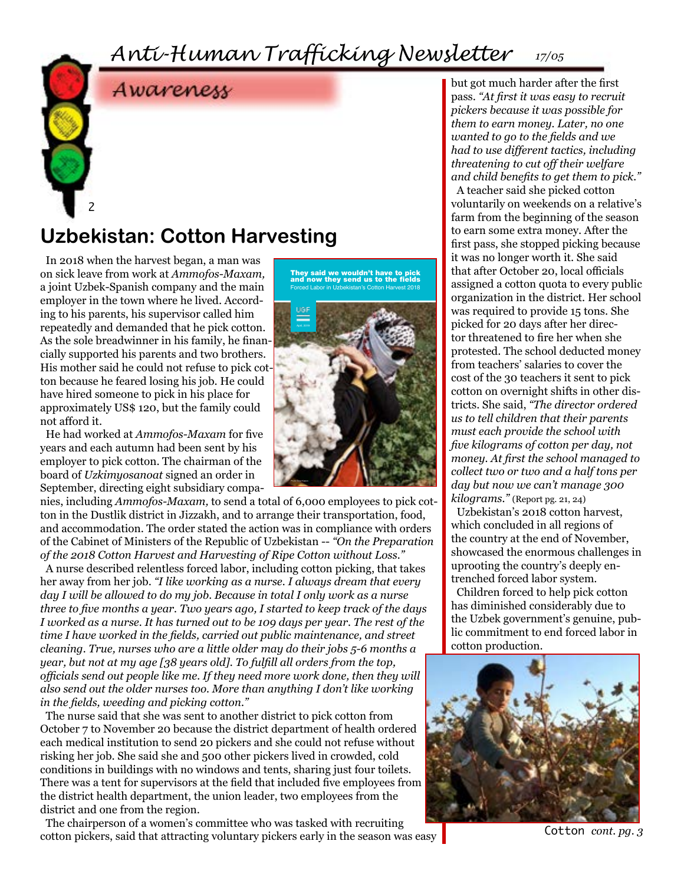## Awareness

# Uzbekistan: Cotton Harvesting

In 2018 when the harvest began, a man was on sick leave from work at *Ammofos-Maxam,* a joint Uzbek-Spanish company and the main employer in the town where he lived. According to his parents, his supervisor called him repeatedly and demanded that he pick cotton. As the sole breadwinner in his family, he financially supported his parents and two brothers. His mother said he could not refuse to pick cotton because he feared losing his job. He could have hired someone to pick in his place for approximately US$ 120, but the family could not afford it.

He had worked at *Ammofos-Maxam* for five years and each autumn had been sent by his employer to pick cotton. The chairman of the board of *Uzkimyosanoat* signed an order in September, directing eight subsidiary companies, including *Ammofos-Maxam,* to send a total of 6,000 employees to pick cotton in the Dustlik district in Jizzakh, and to arrange their transportation, food, and accommodation. The order stated the action was in compliance with orders of the Cabinet of Ministers of the Republic of Uzbekistan -- *"On the Preparation of the 2018 Cotton Harvest and Harvesting of Ripe Cotton without Loss."*

A nurse described relentless forced labor, including cotton picking, that takes her away from her job. *"I like working as a nurse. I always dream that every day I will be allowed to do my job. Because in total I only work as a nurse three to five months a year. Two years ago, I started to keep track of the days I worked as a nurse. It has turned out to be 109 days per year. The rest of the time I have worked in the fields, carried out public maintenance, and street cleaning. True, nurses who are a little older may do their jobs 5-6 months a year, but not at my age [38 years old]. To fulfill all orders from the top, officials send out people like me. If they need more work done, then they will also send out the older nurses too. More than anything I don't like working in the fields, weeding and picking cotton."*

The nurse said that she was sent to another district to pick cotton from October 7 to November 20 because the district department of health ordered each medical institution to send 20 pickers and she could not refuse without risking her job. She said she and 500 other pickers lived in crowded, cold conditions in buildings with no windows and tents, sharing just four toilets. There was a tent for supervisors at the field that included five employees from the district health department, the union leader, two employees from the district and one from the region.

The chairperson of a women's committee who was tasked with recruiting cotton pickers, said that attracting voluntary pickers early in the season was easy but got much harder after the first pass. *"At first it was easy to recruit pickers because it was possible for them to earn money. Later, no one wanted to go to the fields and we had to use different tactics, including threatening to cut off their welfare and child benefits to get them to pick."*

A teacher said she picked cotton voluntarily on weekends on a relative's farm from the beginning of the season to earn some extra money. After the first pass, she stopped picking because it was no longer worth it. She said that after October 20, local officials assigned a cotton quota to every public organization in the district. Her school was required to provide 15 tons. She picked for 20 days after her director threatened to fire her when she protested. The school deducted money from teachers' salaries to cover the cost of the 30 teachers it sent to pick cotton on overnight shifts in other districts. She said, *"The director ordered us to tell children that their parents must each provide the school with five kilograms of cotton per day, not money. At first the school managed to collect two or two and a half tons per day but now we can't manage 300 kilograms."* (Report pg. 21, 24)

Uzbekistan's 2018 cotton harvest, which concluded in all regions of the country at the end of November, showcased the enormous challenges in uprooting the country's deeply entrenched forced labor system.

Children forced to help pick cotton has diminished considerably due to the Uzbek government's genuine, public commitment to end forced labor in cotton production.

Cotton *cont. pg. 3*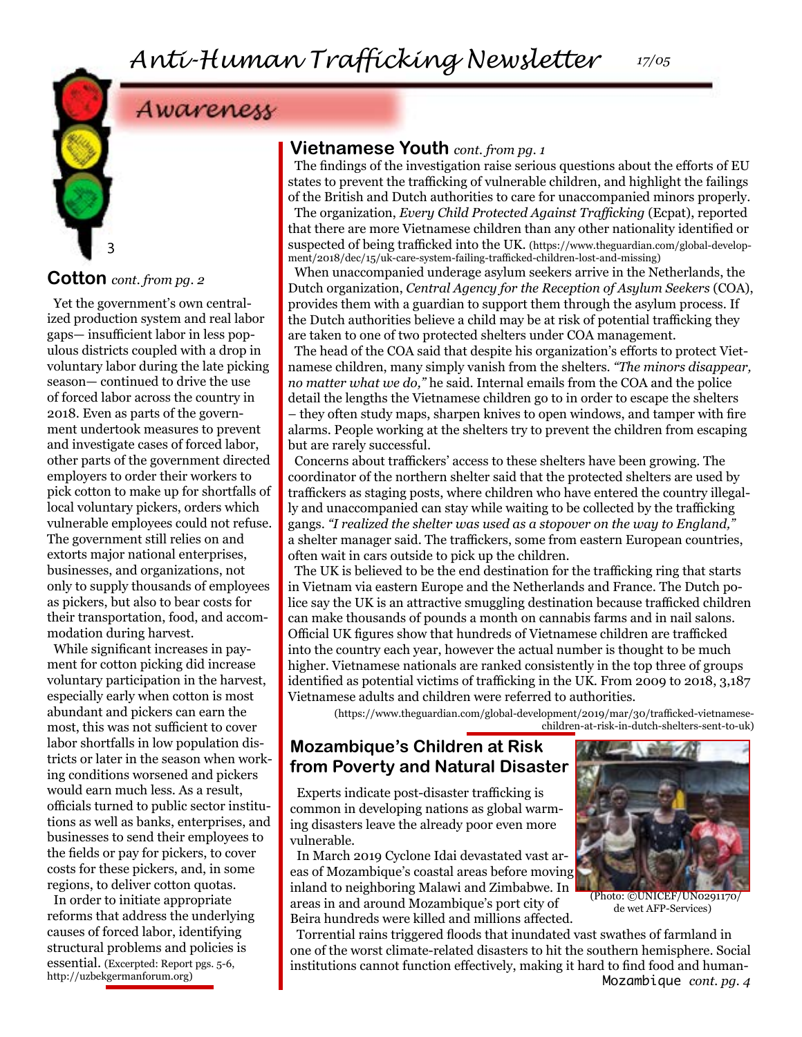## Awareness

### Cotton *cont. from pg. 2*

Yet the government's own centralized production system and real labor gaps— insufficient labor in less populous districts coupled with a drop in voluntary labor during the late picking season— continued to drive the use of forced labor across the country in 2018. Even as parts of the government undertook measures to prevent and investigate cases of forced labor, other parts of the government directed employers to order their workers to pick cotton to make up for shortfalls of local voluntary pickers, orders which vulnerable employees could not refuse. The government still relies on and extorts major national enterprises, businesses, and organizations, not only to supply thousands of employees as pickers, but also to bear costs for their transportation, food, and accommodation during harvest.

While significant increases in payment for cotton picking did increase voluntary participation in the harvest, especially early when cotton is most abundant and pickers can earn the most, this was not sufficient to cover labor shortfalls in low population districts or later in the season when working conditions worsened and pickers would earn much less. As a result, officials turned to public sector institutions as well as banks, enterprises, and businesses to send their employees to the fields or pay for pickers, to cover costs for these pickers, and, in some regions, to deliver cotton quotas.

In order to initiate appropriate reforms that address the underlying causes of forced labor, identifying structural problems and policies is essential. (Excerpted: Report pgs. 5-6, http://uzbekgermanforum.org)

### Vietnamese Youth *cont. from pg. 1*

The findings of the investigation raise serious questions about the efforts of EU states to prevent the trafficking of vulnerable children, and highlight the failings of the British and Dutch authorities to care for unaccompanied minors properly.

The organization, *Every Child Protected Against Trafficking* (Ecpat), reported that there are more Vietnamese children than any other nationality identified or suspected of being trafficked into the UK. (https://www.theguardian.com/global-development/2018/dec/15/uk-care-system-failing-trafficked-children-lost-and-missing)

When unaccompanied underage asylum seekers arrive in the Netherlands, the Dutch organization, *Central Agency for the Reception of Asylum Seekers* (COA), provides them with a guardian to support them through the asylum process. If the Dutch authorities believe a child may be at risk of potential trafficking they are taken to one of two protected shelters under COA management.

The head of the COA said that despite his organization's efforts to protect Vietnamese children, many simply vanish from the shelters. *"The minors disappear, no matter what we do,"* he said. Internal emails from the COA and the police detail the lengths the Vietnamese children go to in order to escape the shelters – they often study maps, sharpen knives to open windows, and tamper with fire alarms. People working at the shelters try to prevent the children from escaping but are rarely successful.

Concerns about traffickers' access to these shelters have been growing. The coordinator of the northern shelter said that the protected shelters are used by traffickers as staging posts, where children who have entered the country illegally and unaccompanied can stay while waiting to be collected by the trafficking gangs. *"I realized the shelter was used as a stopover on the way to England,"* a shelter manager said. The traffickers, some from eastern European countries, often wait in cars outside to pick up the children.

The UK is believed to be the end destination for the trafficking ring that starts in Vietnam via eastern Europe and the Netherlands and France. The Dutch police say the UK is an attractive smuggling destination because trafficked children can make thousands of pounds a month on cannabis farms and in nail salons. Official UK figures show that hundreds of Vietnamese children are trafficked into the country each year, however the actual number is thought to be much higher. Vietnamese nationals are ranked consistently in the top three of groups identified as potential victims of trafficking in the UK. From 2009 to 2018, 3,187 Vietnamese adults and children were referred to authorities.

(https://www.theguardian.com/global-development/2019/mar/30/trafficked-vietnamese-children-at-risk-in-dutch-shelters-sent-to-uk)

### Mozambique's Children at Risk from Poverty and Natural Disaster

(Photo: ©UNICEF/UN0291170/de wet AFP-Services)

Experts indicate post-disaster trafficking is common in developing nations as global warming disasters leave the already poor even more vulnerable.

In March 2019 Cyclone Idai devastated vast areas of Mozambique's coastal areas before moving inland to neighboring Malawi and Zimbabwe. In areas in and around Mozambique's port city of Beira hundreds were killed and millions affected.

Torrential rains triggered floods that inundated vast swathes of farmland in one of the worst climate-related disasters to hit the southern hemisphere. Social institutions cannot function effectively, making it hard to find food and human-

Mozambique *cont. pg. 4*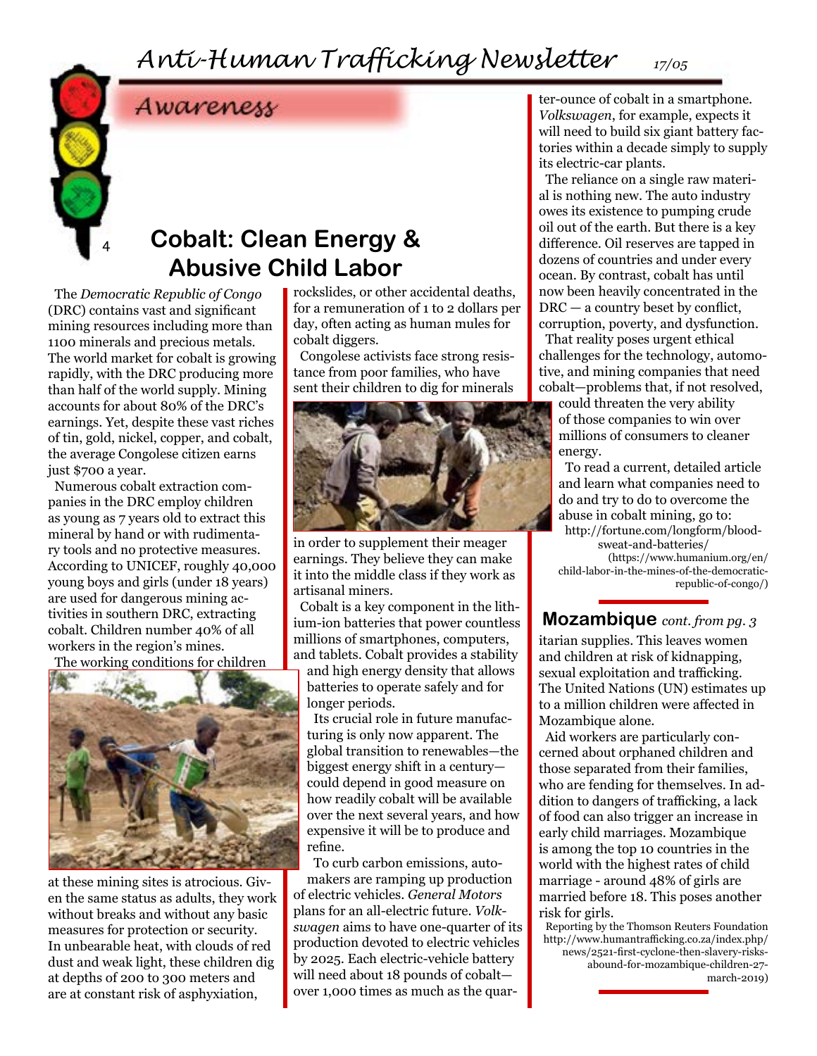## Awareness

# Cobalt: Clean Energy & Abusive Child Labor

The *Democratic Republic of Congo* (DRC) contains vast and significant mining resources including more than 1100 minerals and precious metals. The world market for cobalt is growing rapidly, with the DRC producing more than half of the world supply. Mining accounts for about 80% of the DRC's earnings. Yet, despite these vast riches of tin, gold, nickel, copper, and cobalt, the average Congolese citizen earns just $700 a year.

Numerous cobalt extraction companies in the DRC employ children as young as 7 years old to extract this mineral by hand or with rudimentary tools and no protective measures. According to UNICEF, roughly 40,000 young boys and girls (under 18 years) are used for dangerous mining activities in southern DRC, extracting cobalt. Children number 40% of all workers in the region's mines.

The working conditions for children at these mining sites is atrocious. Given the same status as adults, they work without breaks and without any basic measures for protection or security. In unbearable heat, with clouds of red dust and weak light, these children dig at depths of 200 to 300 meters and are at constant risk of asphyxiation, rockslides, or other accidental deaths, for a remuneration of 1 to 2 dollars per day, often acting as human mules for cobalt diggers.

Congolese activists face strong resistance from poor families, who have sent their children to dig for minerals in order to supplement their meager earnings. They believe they can make it into the middle class if they work as artisanal miners.

Cobalt is a key component in the lithium-ion batteries that power countless millions of smartphones, computers, and tablets. Cobalt provides a stability and high energy density that allows batteries to operate safely and for longer periods.

Its crucial role in future manufacturing is only now apparent. The global transition to renewables—the biggest energy shift in a century—could depend in good measure on how readily cobalt will be available over the next several years, and how expensive it will be to produce and refine.

To curb carbon emissions, automakers are ramping up production of electric vehicles. *General Motors* plans for an all-electric future. *Volkswagen* aims to have one-quarter of its production devoted to electric vehicles by 2025. Each electric-vehicle battery will need about 18 pounds of cobalt—over 1,000 times as much as the quarter-ounce of cobalt in a smartphone. *Volkswagen*, for example, expects it will need to build six giant battery factories within a decade simply to supply its electric-car plants.

The reliance on a single raw material is nothing new. The auto industry owes its existence to pumping crude oil out of the earth. But there is a key difference. Oil reserves are tapped in dozens of countries and under every ocean. By contrast, cobalt has until now been heavily concentrated in the DRC — a country beset by conflict, corruption, poverty, and dysfunction.

That reality poses urgent ethical challenges for the technology, automotive, and mining companies that need cobalt—problems that, if not resolved, could threaten the very ability of those companies to win over millions of consumers to cleaner energy.

To read a current, detailed article and learn what companies need to do and try to do to overcome the abuse in cobalt mining, go to:
http://fortune.com/longform/blood-sweat-and-batteries/
(https://www.humanium.org/en/child-labor-in-the-mines-of-the-democratic-republic-of-congo/)

## Mozambique *cont. from pg. 3*

itarian supplies. This leaves women and children at risk of kidnapping, sexual exploitation and trafficking. The United Nations (UN) estimates up to a million children were affected in Mozambique alone.

Aid workers are particularly concerned about orphaned children and those separated from their families, who are fending for themselves. In addition to dangers of trafficking, a lack of food can also trigger an increase in early child marriages. Mozambique is among the top 10 countries in the world with the highest rates of child marriage - around 48% of girls are married before 18. This poses another risk for girls.

Reporting by the Thomson Reuters Foundation
http://www.humantrafficking.co.za/index.php/news/2521-first-cyclone-then-slavery-risks-abound-for-mozambique-children-27-march-2019)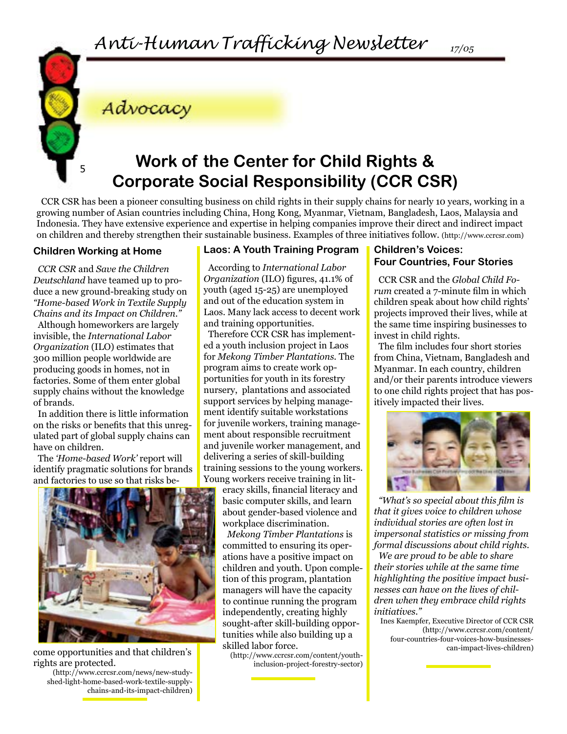## Advocacy

# Work of the Center for Child Rights & Corporate Social Responsibility (CCR CSR)

CCR CSR has been a pioneer consulting business on child rights in their supply chains for nearly 10 years, working in a growing number of Asian countries including China, Hong Kong, Myanmar, Vietnam, Bangladesh, Laos, Malaysia and Indonesia. They have extensive experience and expertise in helping companies improve their direct and indirect impact on children and thereby strengthen their sustainable business. Examples of three initiatives follow. (http://www.ccrcsr.com)

### Children Working at Home

*CCR CSR* and *Save the Children Deutschland* have teamed up to produce a new ground-breaking study on *"Home-based Work in Textile Supply Chains and its Impact on Children."*

Although homeworkers are largely invisible, the *International Labor Organization* (ILO) estimates that 300 million people worldwide are producing goods in homes, not in factories. Some of them enter global supply chains without the knowledge of brands.

In addition there is little information on the risks or benefits that this unregulated part of global supply chains can have on children.

The *'Home-based Work'* report will identify pragmatic solutions for brands and factories to use so that risks become opportunities and that children's rights are protected.

(http://www.ccrcsr.com/news/new-study-shed-light-home-based-work-textile-supply-chains-and-its-impact-children)

### Laos: A Youth Training Program

According to *International Labor Organization* (ILO) figures, 41.1% of youth (aged 15-25) are unemployed and out of the education system in Laos. Many lack access to decent work and training opportunities.

Therefore CCR CSR has implemented a youth inclusion project in Laos for *Mekong Timber Plantations.* The program aims to create work opportunities for youth in its forestry nursery, plantations and associated support services by helping management identify suitable workstations for juvenile workers, training management about responsible recruitment and juvenile worker management, and delivering a series of skill-building training sessions to the young workers. Young workers receive training in literacy skills, financial literacy and basic computer skills, and learn about gender-based violence and workplace discrimination.

*Mekong Timber Plantations* is committed to ensuring its operations have a positive impact on children and youth. Upon completion of this program, plantation managers will have the capacity to continue running the program independently, creating highly sought-after skill-building opportunities while also building up a skilled labor force.

(http://www.ccrcsr.com/content/youth-inclusion-project-forestry-sector)

### Children's Voices: Four Countries, Four Stories

CCR CSR and the *Global Child Forum* created a 7-minute film in which children speak about how child rights' projects improved their lives, while at the same time inspiring businesses to invest in child rights.

The film includes four short stories from China, Vietnam, Bangladesh and Myanmar. In each country, children and/or their parents introduce viewers to one child rights project that has positively impacted their lives.

*"What's so special about this film is that it gives voice to children whose individual stories are often lost in impersonal statistics or missing from formal discussions about child rights.*

*We are proud to be able to share their stories while at the same time highlighting the positive impact businesses can have on the lives of children when they embrace child rights initiatives."*

Ines Kaempfer, Executive Director of CCR CSR (http://www.ccrcsr.com/content/four-countries-four-voices-how-businesses-can-impact-lives-children)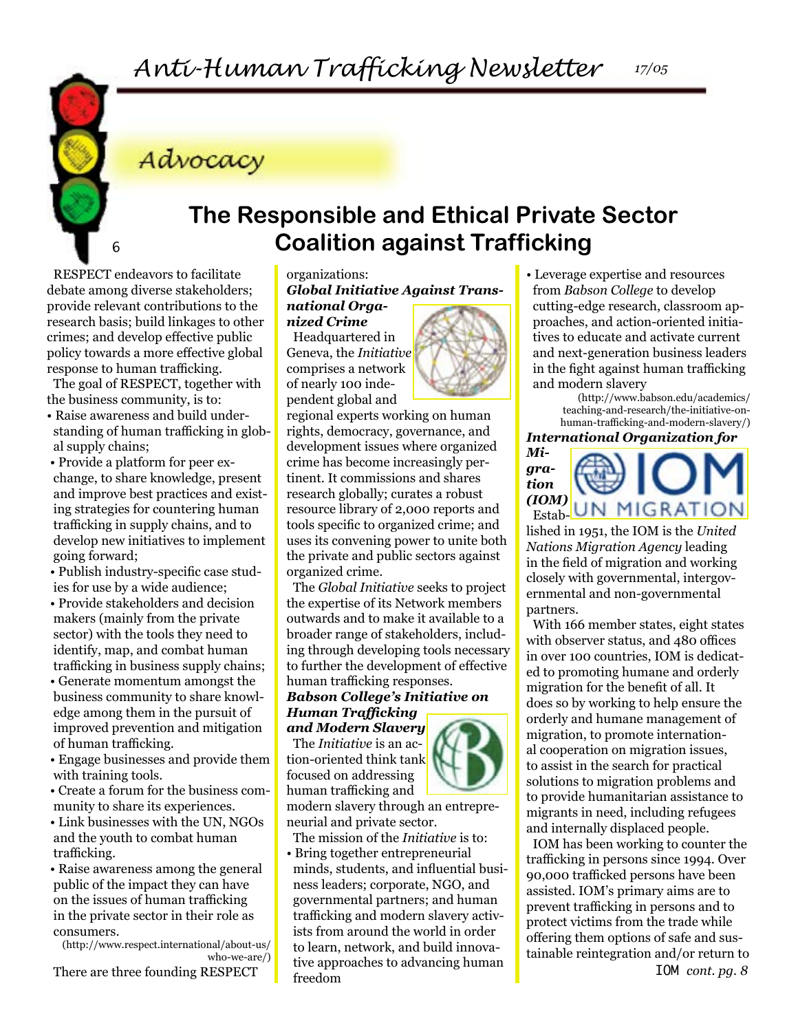## Advocacy

# The Responsible and Ethical Private Sector Coalition against Trafficking

RESPECT endeavors to facilitate debate among diverse stakeholders; provide relevant contributions to the research basis; build linkages to other crimes; and develop effective public policy towards a more effective global response to human trafficking.

The goal of RESPECT, together with the business community, is to:

- Raise awareness and build understanding of human trafficking in global supply chains;
- Provide a platform for peer exchange, to share knowledge, present and improve best practices and existing strategies for countering human trafficking in supply chains, and to develop new initiatives to implement going forward;
- Publish industry-specific case studies for use by a wide audience;
- Provide stakeholders and decision makers (mainly from the private sector) with the tools they need to identify, map, and combat human trafficking in business supply chains;
- Generate momentum amongst the business community to share knowledge among them in the pursuit of improved prevention and mitigation of human trafficking.
- Engage businesses and provide them with training tools.
- Create a forum for the business community to share its experiences.
- Link businesses with the UN, NGOs and the youth to combat human trafficking.
- Raise awareness among the general public of the impact they can have on the issues of human trafficking in the private sector in their role as consumers.

(http://www.respect.international/about-us/who-we-are/)

There are three founding RESPECT organizations:

***Global Initiative Against Transnational Organized Crime***

Headquartered in Geneva, the *Initiative* comprises a network of nearly 100 independent global and regional experts working on human rights, democracy, governance, and development issues where organized crime has become increasingly pertinent. It commissions and shares research globally; curates a robust resource library of 2,000 reports and tools specific to organized crime; and uses its convening power to unite both the private and public sectors against organized crime.

The *Global Initiative* seeks to project the expertise of its Network members outwards and to make it available to a broader range of stakeholders, including through developing tools necessary to further the development of effective human trafficking responses.

***Babson College's Initiative on Human Trafficking and Modern Slavery***

The *Initiative* is an action-oriented think tank focused on addressing human trafficking and modern slavery through an entrepreneurial and private sector.

The mission of the *Initiative* is to:

- Bring together entrepreneurial minds, students, and influential business leaders; corporate, NGO, and governmental partners; and human trafficking and modern slavery activists from around the world in order to learn, network, and build innovative approaches to advancing human freedom
- Leverage expertise and resources from *Babson College* to develop cutting-edge research, classroom approaches, and action-oriented initiatives to educate and activate current and next-generation business leaders in the fight against human trafficking and modern slavery

(http://www.babson.edu/academics/teaching-and-research/the-initiative-on-human-trafficking-and-modern-slavery/)

***International Organization for Migration (IOM)***

Established in 1951, the IOM is the *United Nations Migration Agency* leading in the field of migration and working closely with governmental, intergovernmental and non-governmental partners.

With 166 member states, eight states with observer status, and 480 offices in over 100 countries, IOM is dedicated to promoting humane and orderly migration for the benefit of all. It does so by working to help ensure the orderly and humane management of migration, to promote international cooperation on migration issues, to assist in the search for practical solutions to migration problems and to provide humanitarian assistance to migrants in need, including refugees and internally displaced people.

IOM has been working to counter the trafficking in persons since 1994. Over 90,000 trafficked persons have been assisted. IOM's primary aims are to prevent trafficking in persons and to protect victims from the trade while offering them options of safe and sustainable reintegration and/or return to

IOM *cont. pg. 8*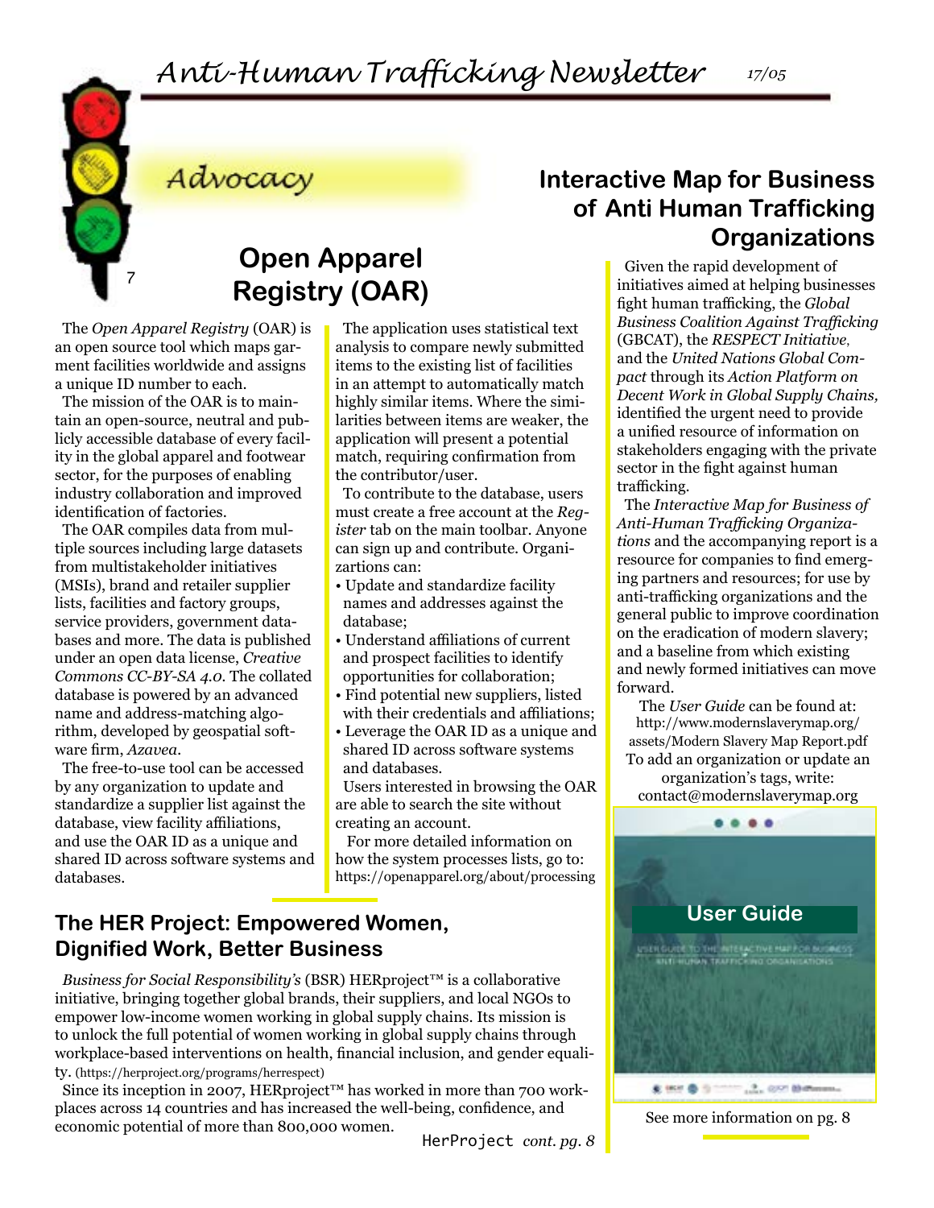## Advocacy

## Open Apparel Registry (OAR)

The *Open Apparel Registry* (OAR) is an open source tool which maps garment facilities worldwide and assigns a unique ID number to each.

The mission of the OAR is to maintain an open-source, neutral and publicly accessible database of every facility in the global apparel and footwear sector, for the purposes of enabling industry collaboration and improved identification of factories.

The OAR compiles data from multiple sources including large datasets from multistakeholder initiatives (MSIs), brand and retailer supplier lists, facilities and factory groups, service providers, government databases and more. The data is published under an open data license, *Creative Commons CC-BY-SA 4.0*. The collated database is powered by an advanced name and address-matching algorithm, developed by geospatial software firm, *Azavea*.

The free-to-use tool can be accessed by any organization to update and standardize a supplier list against the database, view facility affiliations, and use the OAR ID as a unique and shared ID across software systems and databases.

The application uses statistical text analysis to compare newly submitted items to the existing list of facilities in an attempt to automatically match highly similar items. Where the similarities between items are weaker, the application will present a potential match, requiring confirmation from the contributor/user.

To contribute to the database, users must create a free account at the *Register* tab on the main toolbar. Anyone can sign up and contribute. Organizartions can:

- Update and standardize facility names and addresses against the database;
- Understand affiliations of current and prospect facilities to identify opportunities for collaboration;
- Find potential new suppliers, listed with their credentials and affiliations;
- Leverage the OAR ID as a unique and shared ID across software systems and databases.

Users interested in browsing the OAR are able to search the site without creating an account.

For more detailed information on how the system processes lists, go to: https://openapparel.org/about/processing

## Interactive Map for Business of Anti Human Trafficking Organizations

Given the rapid development of initiatives aimed at helping businesses fight human trafficking, the *Global Business Coalition Against Trafficking* (GBCAT), the *RESPECT Initiative*, and the *United Nations Global Compact* through its *Action Platform on Decent Work in Global Supply Chains,* identified the urgent need to provide a unified resource of information on stakeholders engaging with the private sector in the fight against human trafficking.

The *Interactive Map for Business of Anti-Human Trafficking Organizations* and the accompanying report is a resource for companies to find emerging partners and resources; for use by anti-trafficking organizations and the general public to improve coordination on the eradication of modern slavery; and a baseline from which existing and newly formed initiatives can move forward.

The *User Guide* can be found at: http://www.modernslaverymap.org/assets/Modern Slavery Map Report.pdf

To add an organization or update an organization's tags, write: contact@modernslaverymap.org

User Guide

See more information on pg. 8

## The HER Project: Empowered Women, Dignified Work, Better Business

*Business for Social Responsibility's* (BSR) HERproject™ is a collaborative initiative, bringing together global brands, their suppliers, and local NGOs to empower low-income women working in global supply chains. Its mission is to unlock the full potential of women working in global supply chains through workplace-based interventions on health, financial inclusion, and gender equality. (https://herproject.org/programs/herrespect)

Since its inception in 2007, HERproject™ has worked in more than 700 workplaces across 14 countries and has increased the well-being, confidence, and economic potential of more than 800,000 women.

HerProject *cont. pg. 8*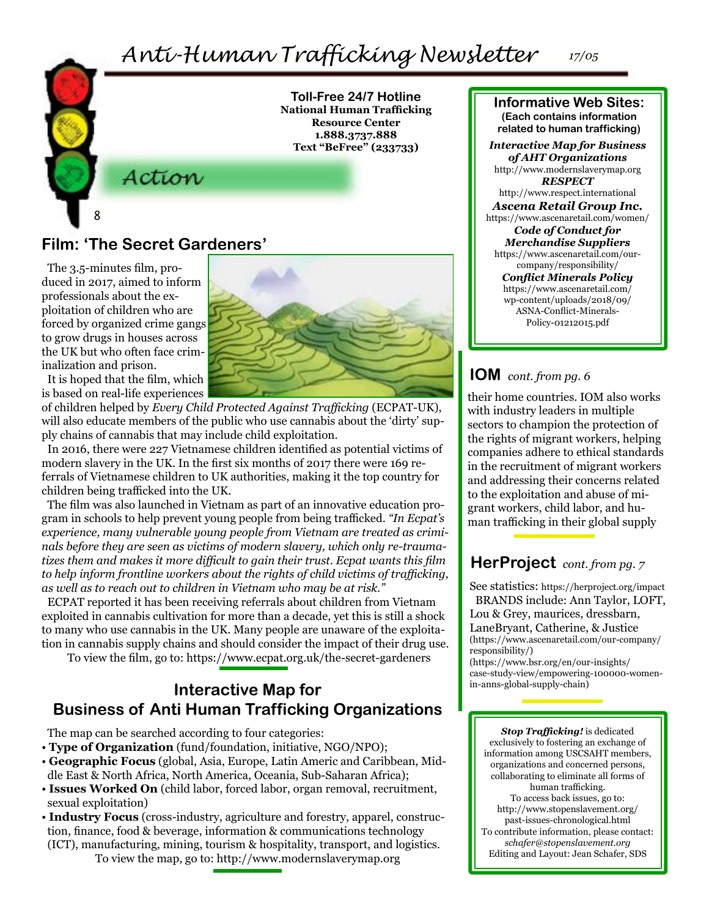# Anti-Human Trafficking Newsletter

**Toll-Free 24/7 Hotline**
**National Human Trafficking Resource Center**
**1.888.3737.888**
**Text "BeFree" (233733)**

## Action

### Film: 'The Secret Gardeners'

The 3.5-minutes film, produced in 2017, aimed to inform professionals about the exploitation of children who are forced by organized crime gangs to grow drugs in houses across the UK but who often face criminalization and prison.

It is hoped that the film, which is based on real-life experiences of children helped by *Every Child Protected Against Trafficking* (ECPAT-UK), will also educate members of the public who use cannabis about the 'dirty' supply chains of cannabis that may include child exploitation.

In 2016, there were 227 Vietnamese children identified as potential victims of modern slavery in the UK. In the first six months of 2017 there were 169 referrals of Vietnamese children to UK authorities, making it the top country for children being trafficked into the UK.

The film was also launched in Vietnam as part of an innovative education program in schools to help prevent young people from being trafficked. *"In Ecpat's experience, many vulnerable young people from Vietnam are treated as criminals before they are seen as victims of modern slavery, which only re-traumatizes them and makes it more difficult to gain their trust. Ecpat wants this film to help inform frontline workers about the rights of child victims of trafficking, as well as to reach out to children in Vietnam who may be at risk."*

ECPAT reported it has been receiving referrals about children from Vietnam exploited in cannabis cultivation for more than a decade, yet this is still a shock to many who use cannabis in the UK. Many people are unaware of the exploitation in cannabis supply chains and should consider the impact of their drug use.

To view the film, go to: https://www.ecpat.org.uk/the-secret-gardeners

### Interactive Map for Business of Anti Human Trafficking Organizations

The map can be searched according to four categories:

- **Type of Organization** (fund/foundation, initiative, NGO/NPO);
- **Geographic Focus** (global, Asia, Europe, Latin Americ and Caribbean, Middle East & North Africa, North America, Oceania, Sub-Saharan Africa);
- **Issues Worked On** (child labor, forced labor, organ removal, recruitment, sexual exploitation)
- **Industry Focus** (cross-industry, agriculture and forestry, apparel, construction, finance, food & beverage, information & communications technology (ICT), manufacturing, mining, tourism & hospitality, transport, and logistics.

To view the map, go to: http://www.modernslaverymap.org

### Informative Web Sites:

**(Each contains information related to human trafficking)**

***Interactive Map for Business of AHT Organizations***
http://www.modernslaverymap.org

***RESPECT***
http://www.respect.international

***Ascena Retail Group Inc.***
https://www.ascenaretail.com/women/

***Code of Conduct for Merchandise Suppliers***
https://www.ascenaretail.com/our-company/responsibility/

***Conflict Minerals Policy***
https://www.ascenaretail.com/wp-content/uploads/2018/09/ASNA-Conflict-Minerals-Policy-01212015.pdf

### IOM *cont. from pg. 6*

their home countries. IOM also works with industry leaders in multiple sectors to champion the protection of the rights of migrant workers, helping companies adhere to ethical standards in the recruitment of migrant workers and addressing their concerns related to the exploitation and abuse of migrant workers, child labor, and human trafficking in their global supply

### HerProject *cont. from pg. 7*

See statistics: https://herproject.org/impact

BRANDS include: Ann Taylor, LOFT, Lou & Grey, maurices, dressbarn, LaneBryant, Catherine, & Justice (https://www.ascenaretail.com/our-company/responsibility/) (https://www.bsr.org/en/our-insights/case-study-view/empowering-100000-women-in-anns-global-supply-chain)

***Stop Trafficking!*** is dedicated exclusively to fostering an exchange of information among USCSAHT members, organizations and concerned persons, collaborating to eliminate all forms of human trafficking.
To access back issues, go to: http://www.stopenslavement.org/past-issues-chronological.html
To contribute information, please contact: *schafer@stopenslavement.org*
Editing and Layout: Jean Schafer, SDS